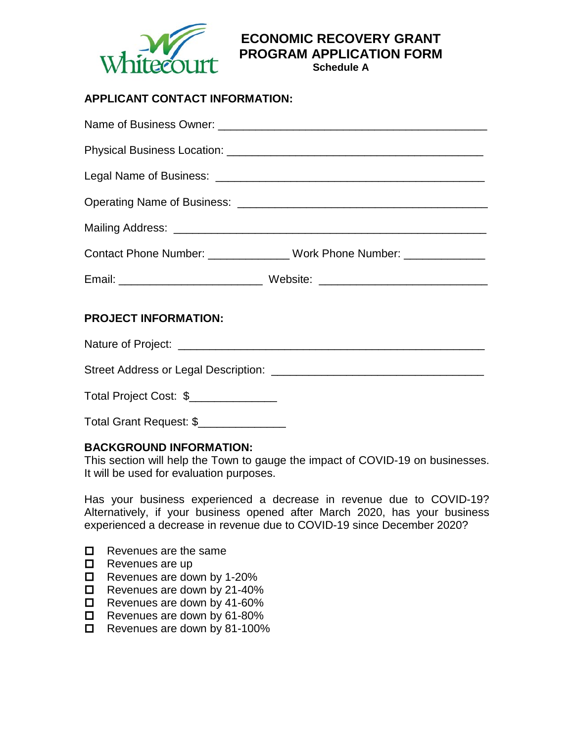Whitecourt

# ECONOMIC RECOVERY GRANT PROGRAM APPLICATION FORM

**Schedule A**

## APPLICANT CONTACT INFORMATION:

Name of Business Owner: ___________________________________________

Physical Business Location: ________________________________________

Legal Name of Business: ___________________________________________

Operating Name of Business: ________________________________________

Mailing Address: _________________________________________________

Contact Phone Number: _____________ Work Phone Number: _____________

Email: ______________________ Website: __________________________

## PROJECT INFORMATION:

Nature of Project: ________________________________________________

Street Address or Legal Description: _________________________________

Total Project Cost: $_____________

Total Grant Request: $_____________

## BACKGROUND INFORMATION:

This section will help the Town to gauge the impact of COVID-19 on businesses. It will be used for evaluation purposes.

Has your business experienced a decrease in revenue due to COVID-19? Alternatively, if your business opened after March 2020, has your business experienced a decrease in revenue due to COVID-19 since December 2020?

- ☐ Revenues are the same
- ☐ Revenues are up
- ☐ Revenues are down by 1-20%
- ☐ Revenues are down by 21-40%
- ☐ Revenues are down by 41-60%
- ☐ Revenues are down by 61-80%
- ☐ Revenues are down by 81-100%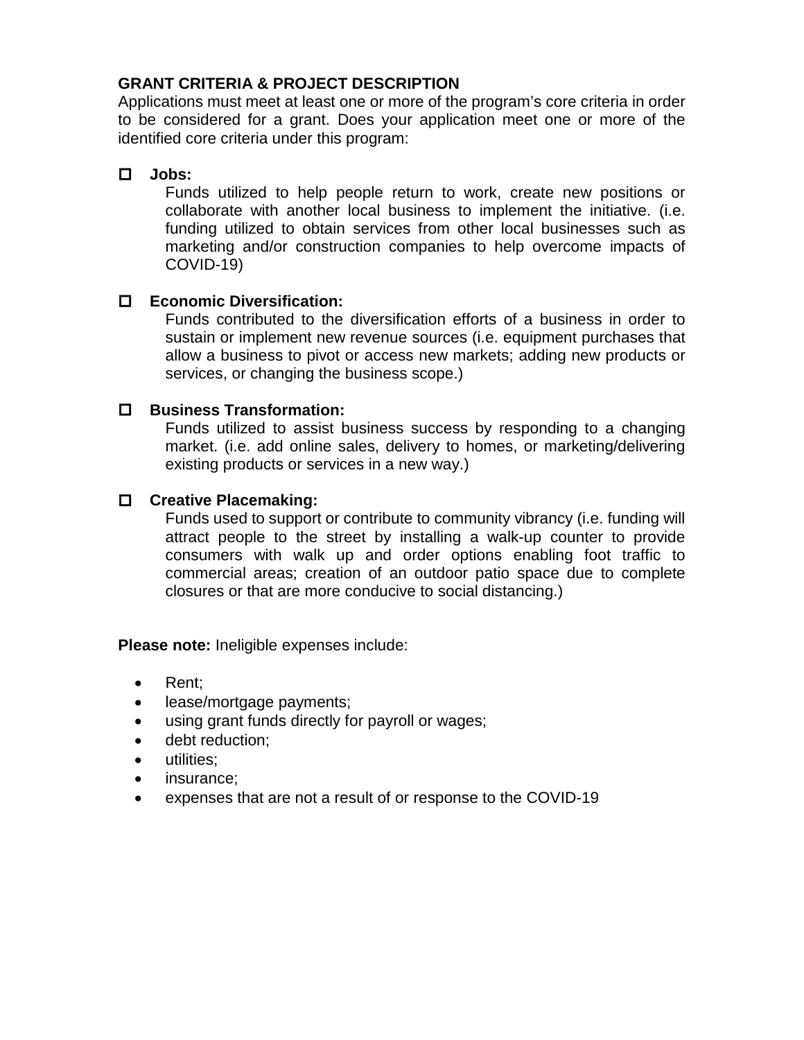**GRANT CRITERIA & PROJECT DESCRIPTION**

Applications must meet at least one or more of the program's core criteria in order to be considered for a grant. Does your application meet one or more of the identified core criteria under this program:

- ☐ **Jobs:**
  Funds utilized to help people return to work, create new positions or collaborate with another local business to implement the initiative. (i.e. funding utilized to obtain services from other local businesses such as marketing and/or construction companies to help overcome impacts of COVID-19)

- ☐ **Economic Diversification:**
  Funds contributed to the diversification efforts of a business in order to sustain or implement new revenue sources (i.e. equipment purchases that allow a business to pivot or access new markets; adding new products or services, or changing the business scope.)

- ☐ **Business Transformation:**
  Funds utilized to assist business success by responding to a changing market. (i.e. add online sales, delivery to homes, or marketing/delivering existing products or services in a new way.)

- ☐ **Creative Placemaking:**
  Funds used to support or contribute to community vibrancy (i.e. funding will attract people to the street by installing a walk-up counter to provide consumers with walk up and order options enabling foot traffic to commercial areas; creation of an outdoor patio space due to complete closures or that are more conducive to social distancing.)

**Please note:** Ineligible expenses include:

- Rent;
- lease/mortgage payments;
- using grant funds directly for payroll or wages;
- debt reduction;
- utilities;
- insurance;
- expenses that are not a result of or response to the COVID-19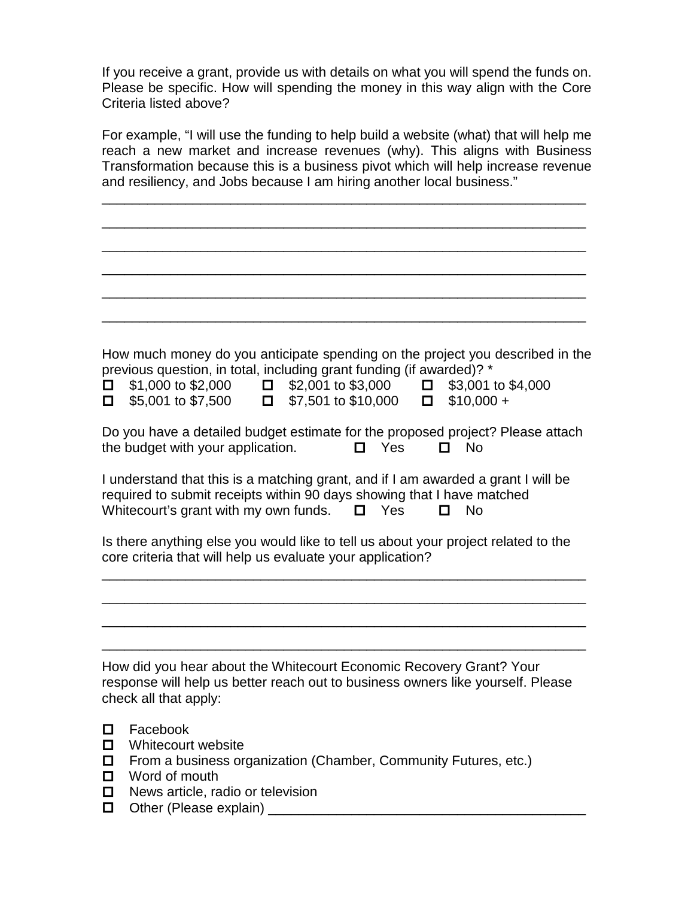If you receive a grant, provide us with details on what you will spend the funds on. Please be specific. How will spending the money in this way align with the Core Criteria listed above?

For example, "I will use the funding to help build a website (what) that will help me reach a new market and increase revenues (why). This aligns with Business Transformation because this is a business pivot which will help increase revenue and resiliency, and Jobs because I am hiring another local business."

_______________________________________________________________

_______________________________________________________________

_______________________________________________________________

_______________________________________________________________

_______________________________________________________________

_______________________________________________________________

How much money do you anticipate spending on the project you described in the previous question, in total, including grant funding (if awarded)? *

- ☐ $1,000 to $2,000
- ☐ $2,001 to $3,000
- ☐ $3,001 to $4,000
- ☐ $5,001 to $7,500
- ☐ $7,501 to $10,000
- ☐ $10,000 +

Do you have a detailed budget estimate for the proposed project? Please attach the budget with your application. ☐ Yes ☐ No

I understand that this is a matching grant, and if I am awarded a grant I will be required to submit receipts within 90 days showing that I have matched Whitecourt's grant with my own funds. ☐ Yes ☐ No

Is there anything else you would like to tell us about your project related to the core criteria that will help us evaluate your application?

_______________________________________________________________

_______________________________________________________________

_______________________________________________________________

_______________________________________________________________

How did you hear about the Whitecourt Economic Recovery Grant? Your response will help us better reach out to business owners like yourself. Please check all that apply:

- ☐ Facebook
- ☐ Whitecourt website
- ☐ From a business organization (Chamber, Community Futures, etc.)
- ☐ Word of mouth
- ☐ News article, radio or television
- ☐ Other (Please explain) ________________________________________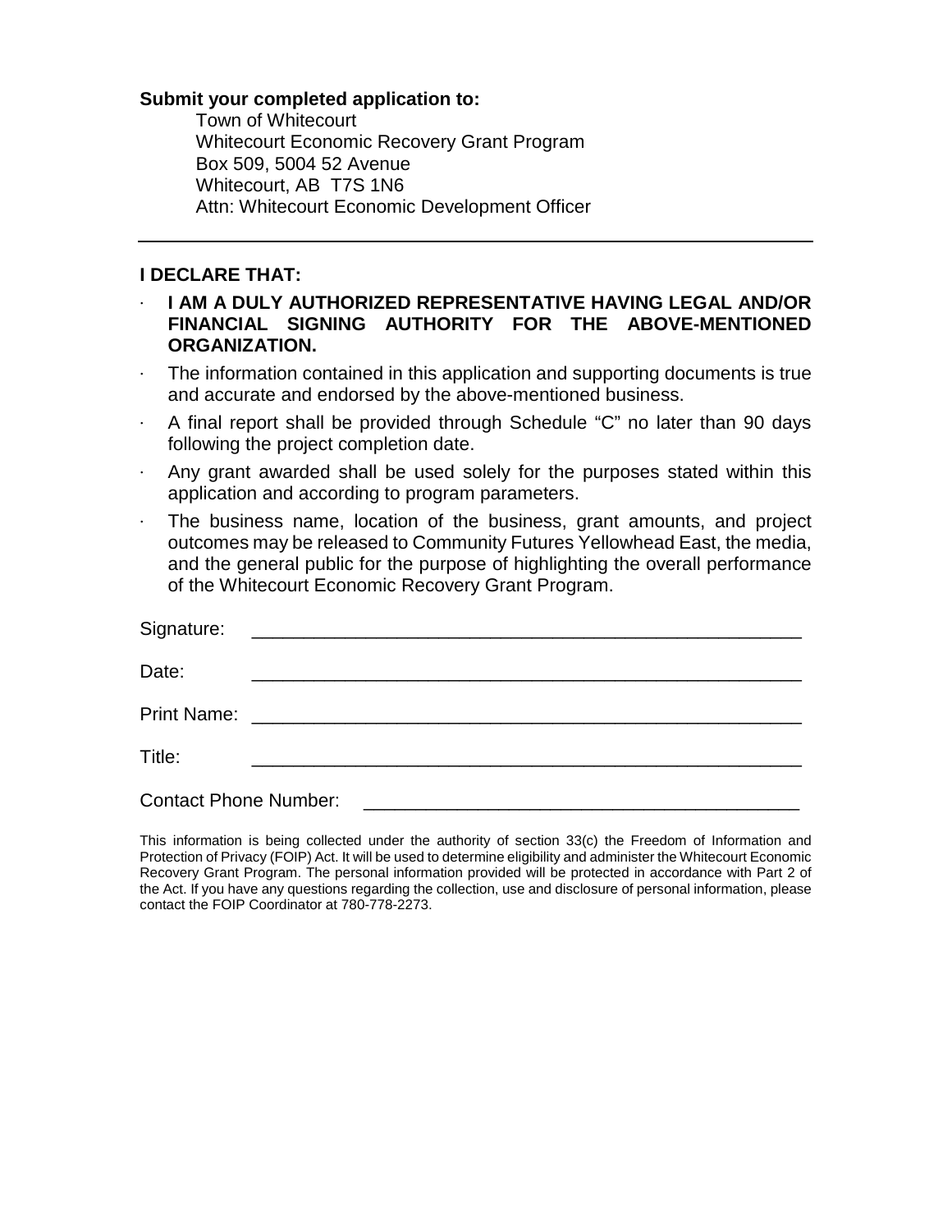**Submit your completed application to:**

Town of Whitecourt
Whitecourt Economic Recovery Grant Program
Box 509, 5004 52 Avenue
Whitecourt, AB T7S 1N6
Attn: Whitecourt Economic Development Officer

---

**I DECLARE THAT:**

- **I AM A DULY AUTHORIZED REPRESENTATIVE HAVING LEGAL AND/OR FINANCIAL SIGNING AUTHORITY FOR THE ABOVE-MENTIONED ORGANIZATION.**
- The information contained in this application and supporting documents is true and accurate and endorsed by the above-mentioned business.
- A final report shall be provided through Schedule "C" no later than 90 days following the project completion date.
- Any grant awarded shall be used solely for the purposes stated within this application and according to program parameters.
- The business name, location of the business, grant amounts, and project outcomes may be released to Community Futures Yellowhead East, the media, and the general public for the purpose of highlighting the overall performance of the Whitecourt Economic Recovery Grant Program.

Signature: ______________________________________________________

Date: ______________________________________________________

Print Name: ______________________________________________________

Title: ______________________________________________________

Contact Phone Number: __________________________________________

This information is being collected under the authority of section 33(c) the Freedom of Information and Protection of Privacy (FOIP) Act. It will be used to determine eligibility and administer the Whitecourt Economic Recovery Grant Program. The personal information provided will be protected in accordance with Part 2 of the Act. If you have any questions regarding the collection, use and disclosure of personal information, please contact the FOIP Coordinator at 780-778-2273.